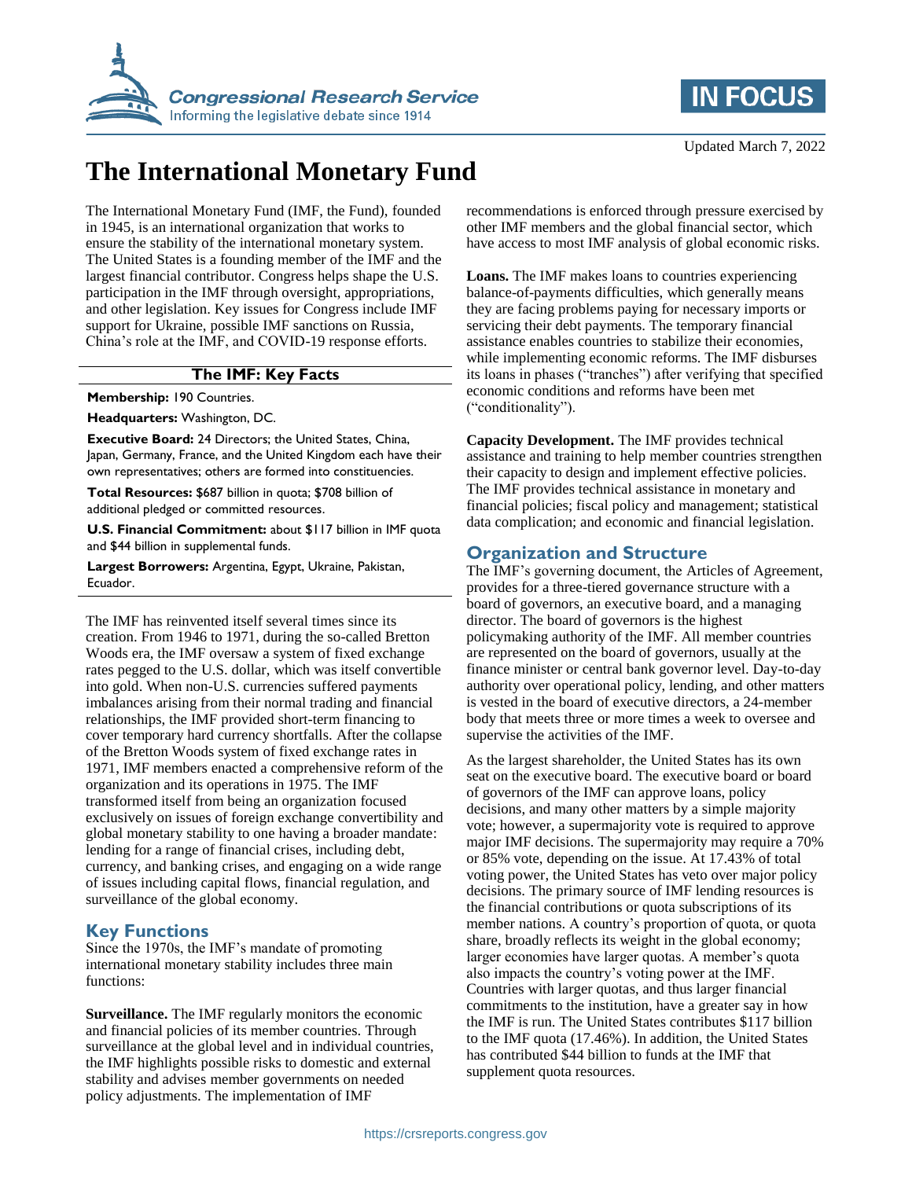Updated March 7, 2022

# The International Monetary Fund

The International Monetary Fund (IMF, the Fund), founded in 1945, is an international organization that works to ensure the stability of the international monetary system. The United States is a founding member of the IMF and the largest financial contributor. Congress helps shape the U.S. participation in the IMF through oversight, appropriations, and other legislation. Key issues for Congress include IMF support for Ukraine, possible IMF sanctions on Russia, China's role at the IMF, and COVID-19 response efforts.

**The IMF: Key Facts**

**Membership:** 190 Countries.

**Headquarters:** Washington, DC.

**Executive Board:** 24 Directors; the United States, China, Japan, Germany, France, and the United Kingdom each have their own representatives; others are formed into constituencies.

**Total Resources:** $687 billion in quota; $708 billion of additional pledged or committed resources.

**U.S. Financial Commitment:** about $117 billion in IMF quota and $44 billion in supplemental funds.

**Largest Borrowers:** Argentina, Egypt, Ukraine, Pakistan, Ecuador.

The IMF has reinvented itself several times since its creation. From 1946 to 1971, during the so-called Bretton Woods era, the IMF oversaw a system of fixed exchange rates pegged to the U.S. dollar, which was itself convertible into gold. When non-U.S. currencies suffered payments imbalances arising from their normal trading and financial relationships, the IMF provided short-term financing to cover temporary hard currency shortfalls. After the collapse of the Bretton Woods system of fixed exchange rates in 1971, IMF members enacted a comprehensive reform of the organization and its operations in 1975. The IMF transformed itself from being an organization focused exclusively on issues of foreign exchange convertibility and global monetary stability to one having a broader mandate: lending for a range of financial crises, including debt, currency, and banking crises, and engaging on a wide range of issues including capital flows, financial regulation, and surveillance of the global economy.

## Key Functions

Since the 1970s, the IMF's mandate of promoting international monetary stability includes three main functions:

**Surveillance.** The IMF regularly monitors the economic and financial policies of its member countries. Through surveillance at the global level and in individual countries, the IMF highlights possible risks to domestic and external stability and advises member governments on needed policy adjustments. The implementation of IMF recommendations is enforced through pressure exercised by other IMF members and the global financial sector, which have access to most IMF analysis of global economic risks.

**Loans.** The IMF makes loans to countries experiencing balance-of-payments difficulties, which generally means they are facing problems paying for necessary imports or servicing their debt payments. The temporary financial assistance enables countries to stabilize their economies, while implementing economic reforms. The IMF disburses its loans in phases ("tranches") after verifying that specified economic conditions and reforms have been met ("conditionality").

**Capacity Development.** The IMF provides technical assistance and training to help member countries strengthen their capacity to design and implement effective policies. The IMF provides technical assistance in monetary and financial policies; fiscal policy and management; statistical data complication; and economic and financial legislation.

## Organization and Structure

The IMF's governing document, the Articles of Agreement, provides for a three-tiered governance structure with a board of governors, an executive board, and a managing director. The board of governors is the highest policymaking authority of the IMF. All member countries are represented on the board of governors, usually at the finance minister or central bank governor level. Day-to-day authority over operational policy, lending, and other matters is vested in the board of executive directors, a 24-member body that meets three or more times a week to oversee and supervise the activities of the IMF.

As the largest shareholder, the United States has its own seat on the executive board. The executive board or board of governors of the IMF can approve loans, policy decisions, and many other matters by a simple majority vote; however, a supermajority vote is required to approve major IMF decisions. The supermajority may require a 70% or 85% vote, depending on the issue. At 17.43% of total voting power, the United States has veto over major policy decisions. The primary source of IMF lending resources is the financial contributions or quota subscriptions of its member nations. A country's proportion of quota, or quota share, broadly reflects its weight in the global economy; larger economies have larger quotas. A member's quota also impacts the country's voting power at the IMF. Countries with larger quotas, and thus larger financial commitments to the institution, have a greater say in how the IMF is run. The United States contributes $117 billion to the IMF quota (17.46%). In addition, the United States has contributed $44 billion to funds at the IMF that supplement quota resources.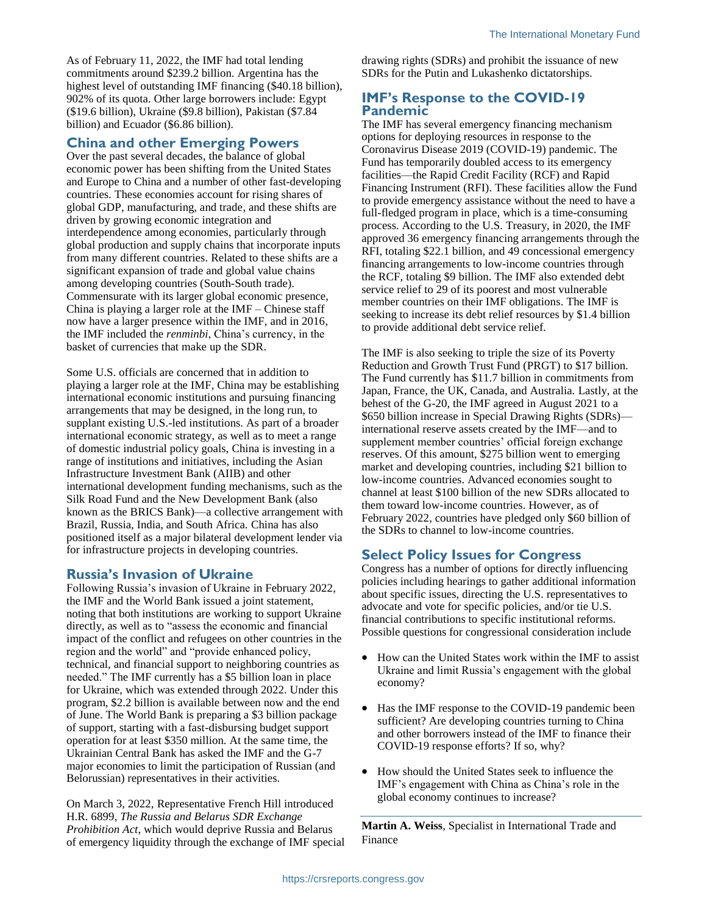As of February 11, 2022, the IMF had total lending commitments around $239.2 billion. Argentina has the highest level of outstanding IMF financing ($40.18 billion), 902% of its quota. Other large borrowers include: Egypt ($19.6 billion), Ukraine ($9.8 billion), Pakistan ($7.84 billion) and Ecuador ($6.86 billion).

## China and other Emerging Powers

Over the past several decades, the balance of global economic power has been shifting from the United States and Europe to China and a number of other fast-developing countries. These economies account for rising shares of global GDP, manufacturing, and trade, and these shifts are driven by growing economic integration and interdependence among economies, particularly through global production and supply chains that incorporate inputs from many different countries. Related to these shifts are a significant expansion of trade and global value chains among developing countries (South-South trade). Commensurate with its larger global economic presence, China is playing a larger role at the IMF – Chinese staff now have a larger presence within the IMF, and in 2016, the IMF included the *renminbi*, China's currency, in the basket of currencies that make up the SDR.

Some U.S. officials are concerned that in addition to playing a larger role at the IMF, China may be establishing international economic institutions and pursuing financing arrangements that may be designed, in the long run, to supplant existing U.S.-led institutions. As part of a broader international economic strategy, as well as to meet a range of domestic industrial policy goals, China is investing in a range of institutions and initiatives, including the Asian Infrastructure Investment Bank (AIIB) and other international development funding mechanisms, such as the Silk Road Fund and the New Development Bank (also known as the BRICS Bank)—a collective arrangement with Brazil, Russia, India, and South Africa. China has also positioned itself as a major bilateral development lender via for infrastructure projects in developing countries.

## Russia's Invasion of Ukraine

Following Russia's invasion of Ukraine in February 2022, the IMF and the World Bank issued a joint statement, noting that both institutions are working to support Ukraine directly, as well as to "assess the economic and financial impact of the conflict and refugees on other countries in the region and the world" and "provide enhanced policy, technical, and financial support to neighboring countries as needed." The IMF currently has a $5 billion loan in place for Ukraine, which was extended through 2022. Under this program, $2.2 billion is available between now and the end of June. The World Bank is preparing a $3 billion package of support, starting with a fast-disbursing budget support operation for at least $350 million. At the same time, the Ukrainian Central Bank has asked the IMF and the G-7 major economies to limit the participation of Russian (and Belorussian) representatives in their activities.

On March 3, 2022, Representative French Hill introduced H.R. 6899, *The Russia and Belarus SDR Exchange Prohibition Act*, which would deprive Russia and Belarus of emergency liquidity through the exchange of IMF special drawing rights (SDRs) and prohibit the issuance of new SDRs for the Putin and Lukashenko dictatorships.

## IMF's Response to the COVID-19 Pandemic

The IMF has several emergency financing mechanism options for deploying resources in response to the Coronavirus Disease 2019 (COVID-19) pandemic. The Fund has temporarily doubled access to its emergency facilities—the Rapid Credit Facility (RCF) and Rapid Financing Instrument (RFI). These facilities allow the Fund to provide emergency assistance without the need to have a full-fledged program in place, which is a time-consuming process. According to the U.S. Treasury, in 2020, the IMF approved 36 emergency financing arrangements through the RFI, totaling $22.1 billion, and 49 concessional emergency financing arrangements to low-income countries through the RCF, totaling $9 billion. The IMF also extended debt service relief to 29 of its poorest and most vulnerable member countries on their IMF obligations. The IMF is seeking to increase its debt relief resources by $1.4 billion to provide additional debt service relief.

The IMF is also seeking to triple the size of its Poverty Reduction and Growth Trust Fund (PRGT) to $17 billion. The Fund currently has $11.7 billion in commitments from Japan, France, the UK, Canada, and Australia. Lastly, at the behest of the G-20, the IMF agreed in August 2021 to a $650 billion increase in Special Drawing Rights (SDRs)—international reserve assets created by the IMF—and to supplement member countries' official foreign exchange reserves. Of this amount, $275 billion went to emerging market and developing countries, including $21 billion to low-income countries. Advanced economies sought to channel at least $100 billion of the new SDRs allocated to them toward low-income countries. However, as of February 2022, countries have pledged only $60 billion of the SDRs to channel to low-income countries.

## Select Policy Issues for Congress

Congress has a number of options for directly influencing policies including hearings to gather additional information about specific issues, directing the U.S. representatives to advocate and vote for specific policies, and/or tie U.S. financial contributions to specific institutional reforms. Possible questions for congressional consideration include

- How can the United States work within the IMF to assist Ukraine and limit Russia's engagement with the global economy?
- Has the IMF response to the COVID-19 pandemic been sufficient? Are developing countries turning to China and other borrowers instead of the IMF to finance their COVID-19 response efforts? If so, why?
- How should the United States seek to influence the IMF's engagement with China as China's role in the global economy continues to increase?

---

**Martin A. Weiss**, Specialist in International Trade and Finance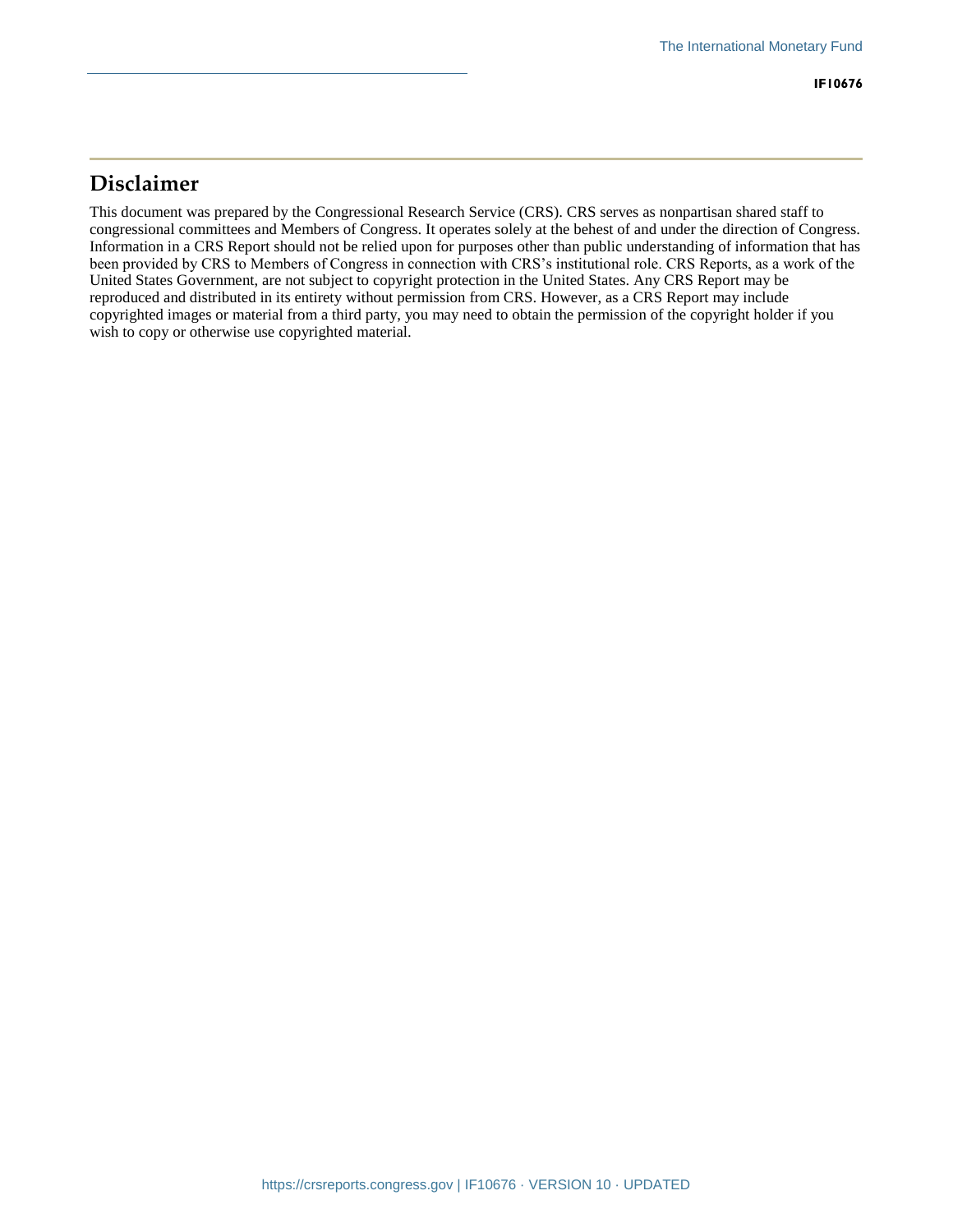## Disclaimer

This document was prepared by the Congressional Research Service (CRS). CRS serves as nonpartisan shared staff to congressional committees and Members of Congress. It operates solely at the behest of and under the direction of Congress. Information in a CRS Report should not be relied upon for purposes other than public understanding of information that has been provided by CRS to Members of Congress in connection with CRS's institutional role. CRS Reports, as a work of the United States Government, are not subject to copyright protection in the United States. Any CRS Report may be reproduced and distributed in its entirety without permission from CRS. However, as a CRS Report may include copyrighted images or material from a third party, you may need to obtain the permission of the copyright holder if you wish to copy or otherwise use copyrighted material.